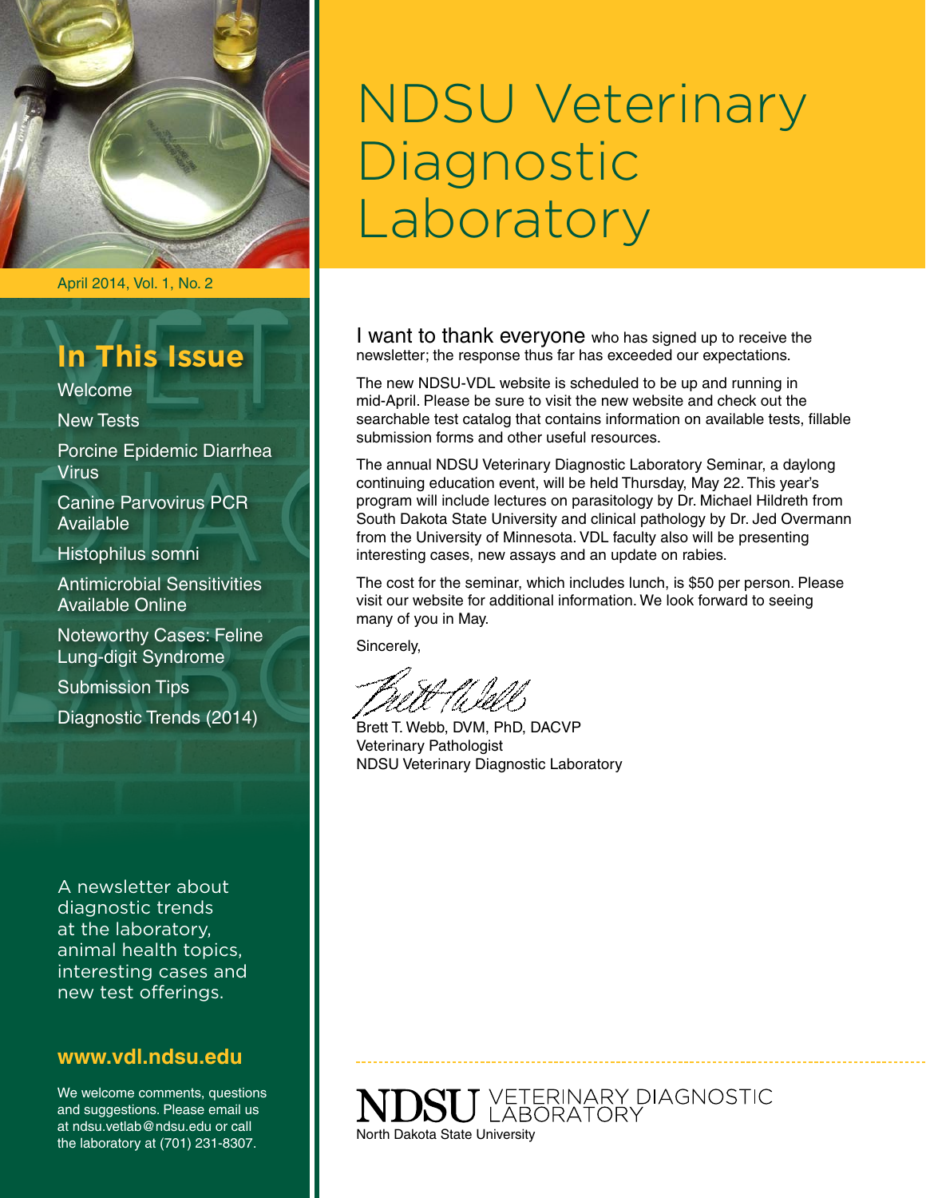# NDSU Veterinary Diagnostic Laboratory

April 2014, Vol. 1, No. 2

## In This Issue

- Welcome
- New Tests
- Porcine Epidemic Diarrhea Virus
- Canine Parvovirus PCR Available
- Histophilus somni
- Antimicrobial Sensitivities Available Online
- Noteworthy Cases: Feline Lung-digit Syndrome
- Submission Tips
- Diagnostic Trends (2014)

A newsletter about diagnostic trends at the laboratory, animal health topics, interesting cases and new test offerings.

**www.vdl.ndsu.edu**

We welcome comments, questions and suggestions. Please email us at ndsu.vetlab@ndsu.edu or call the laboratory at (701) 231-8307.

I want to thank everyone who has signed up to receive the newsletter; the response thus far has exceeded our expectations.

The new NDSU-VDL website is scheduled to be up and running in mid-April. Please be sure to visit the new website and check out the searchable test catalog that contains information on available tests, fillable submission forms and other useful resources.

The annual NDSU Veterinary Diagnostic Laboratory Seminar, a daylong continuing education event, will be held Thursday, May 22. This year's program will include lectures on parasitology by Dr. Michael Hildreth from South Dakota State University and clinical pathology by Dr. Jed Overmann from the University of Minnesota. VDL faculty also will be presenting interesting cases, new assays and an update on rabies.

The cost for the seminar, which includes lunch, is $50 per person. Please visit our website for additional information. We look forward to seeing many of you in May.

Sincerely,

Brett T. Webb, DVM, PhD, DACVP
Veterinary Pathologist
NDSU Veterinary Diagnostic Laboratory

NDSU VETERINARY DIAGNOSTIC LABORATORY
North Dakota State University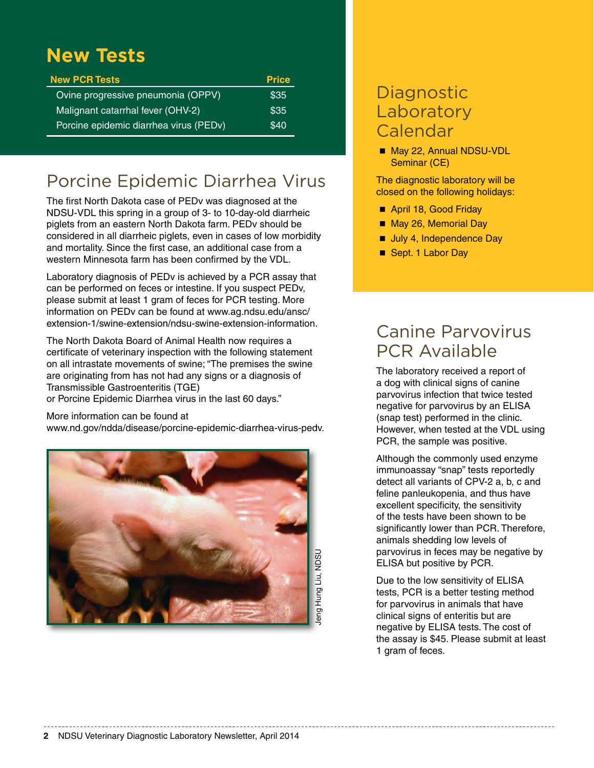# New Tests

| New PCR Tests | Price |
| --- | --- |
| Ovine progressive pneumonia (OPPV) | $35 |
| Malignant catarrhal fever (OHV-2) | $35 |
| Porcine epidemic diarrhea virus (PEDv) | $40 |

## Porcine Epidemic Diarrhea Virus

The first North Dakota case of PEDv was diagnosed at the NDSU-VDL this spring in a group of 3- to 10-day-old diarrheic piglets from an eastern North Dakota farm. PEDv should be considered in all diarrheic piglets, even in cases of low morbidity and mortality. Since the first case, an additional case from a western Minnesota farm has been confirmed by the VDL.

Laboratory diagnosis of PEDv is achieved by a PCR assay that can be performed on feces or intestine. If you suspect PEDv, please submit at least 1 gram of feces for PCR testing. More information on PEDv can be found at www.ag.ndsu.edu/ansc/extension-1/swine-extension/ndsu-swine-extension-information.

The North Dakota Board of Animal Health now requires a certificate of veterinary inspection with the following statement on all intrastate movements of swine; "The premises the swine are originating from has not had any signs or a diagnosis of Transmissible Gastroenteritis (TGE) or Porcine Epidemic Diarrhea virus in the last 60 days."

More information can be found at www.nd.gov/ndda/disease/porcine-epidemic-diarrhea-virus-pedv.

Jeng Hung Liu, NDSU

## Diagnostic Laboratory Calendar

- May 22, Annual NDSU-VDL Seminar (CE)

The diagnostic laboratory will be closed on the following holidays:

- April 18, Good Friday
- May 26, Memorial Day
- July 4, Independence Day
- Sept. 1 Labor Day

## Canine Parvovirus PCR Available

The laboratory received a report of a dog with clinical signs of canine parvovirus infection that twice tested negative for parvovirus by an ELISA (snap test) performed in the clinic. However, when tested at the VDL using PCR, the sample was positive.

Although the commonly used enzyme immunoassay "snap" tests reportedly detect all variants of CPV-2 a, b, c and feline panleukopenia, and thus have excellent specificity, the sensitivity of the tests have been shown to be significantly lower than PCR. Therefore, animals shedding low levels of parvovirus in feces may be negative by ELISA but positive by PCR.

Due to the low sensitivity of ELISA tests, PCR is a better testing method for parvovirus in animals that have clinical signs of enteritis but are negative by ELISA tests. The cost of the assay is $45. Please submit at least 1 gram of feces.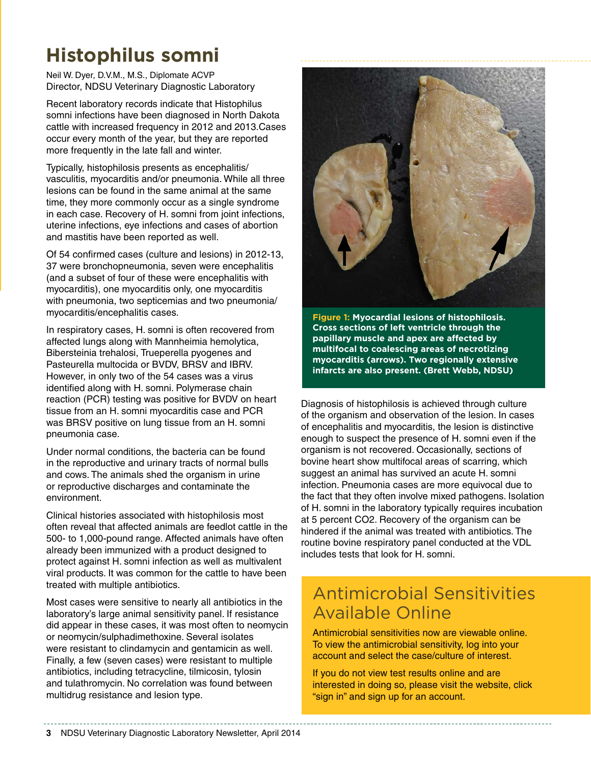# Histophilus somni

Neil W. Dyer, D.V.M., M.S., Diplomate ACVP
Director, NDSU Veterinary Diagnostic Laboratory

Recent laboratory records indicate that Histophilus somni infections have been diagnosed in North Dakota cattle with increased frequency in 2012 and 2013.Cases occur every month of the year, but they are reported more frequently in the late fall and winter.

Typically, histophilosis presents as encephalitis/ vasculitis, myocarditis and/or pneumonia. While all three lesions can be found in the same animal at the same time, they more commonly occur as a single syndrome in each case. Recovery of H. somni from joint infections, uterine infections, eye infections and cases of abortion and mastitis have been reported as well.

Of 54 confirmed cases (culture and lesions) in 2012-13, 37 were bronchopneumonia, seven were encephalitis (and a subset of four of these were encephalitis with myocarditis), one myocarditis only, one myocarditis with pneumonia, two septicemias and two pneumonia/ myocarditis/encephalitis cases.

In respiratory cases, H. somni is often recovered from affected lungs along with Mannheimia hemolytica, Bibersteinia trehalosi, Trueperella pyogenes and Pasteurella multocida or BVDV, BRSV and IBRV. However, in only two of the 54 cases was a virus identified along with H. somni. Polymerase chain reaction (PCR) testing was positive for BVDV on heart tissue from an H. somni myocarditis case and PCR was BRSV positive on lung tissue from an H. somni pneumonia case.

Under normal conditions, the bacteria can be found in the reproductive and urinary tracts of normal bulls and cows. The animals shed the organism in urine or reproductive discharges and contaminate the environment.

Clinical histories associated with histophilosis most often reveal that affected animals are feedlot cattle in the 500- to 1,000-pound range. Affected animals have often already been immunized with a product designed to protect against H. somni infection as well as multivalent viral products. It was common for the cattle to have been treated with multiple antibiotics.

Most cases were sensitive to nearly all antibiotics in the laboratory's large animal sensitivity panel. If resistance did appear in these cases, it was most often to neomycin or neomycin/sulphadimethoxine. Several isolates were resistant to clindamycin and gentamicin as well. Finally, a few (seven cases) were resistant to multiple antibiotics, including tetracycline, tilmicosin, tylosin and tulathromycin. No correlation was found between multidrug resistance and lesion type.

**Figure 1: Myocardial lesions of histophilosis. Cross sections of left ventricle through the papillary muscle and apex are affected by multifocal to coalescing areas of necrotizing myocarditis (arrows). Two regionally extensive infarcts are also present. (Brett Webb, NDSU)**

Diagnosis of histophilosis is achieved through culture of the organism and observation of the lesion. In cases of encephalitis and myocarditis, the lesion is distinctive enough to suspect the presence of H. somni even if the organism is not recovered. Occasionally, sections of bovine heart show multifocal areas of scarring, which suggest an animal has survived an acute H. somni infection. Pneumonia cases are more equivocal due to the fact that they often involve mixed pathogens. Isolation of H. somni in the laboratory typically requires incubation at 5 percent $CO_2$. Recovery of the organism can be hindered if the animal was treated with antibiotics. The routine bovine respiratory panel conducted at the VDL includes tests that look for H. somni.

## Antimicrobial Sensitivities Available Online

Antimicrobial sensitivities now are viewable online. To view the antimicrobial sensitivity, log into your account and select the case/culture of interest.

If you do not view test results online and are interested in doing so, please visit the website, click "sign in" and sign up for an account.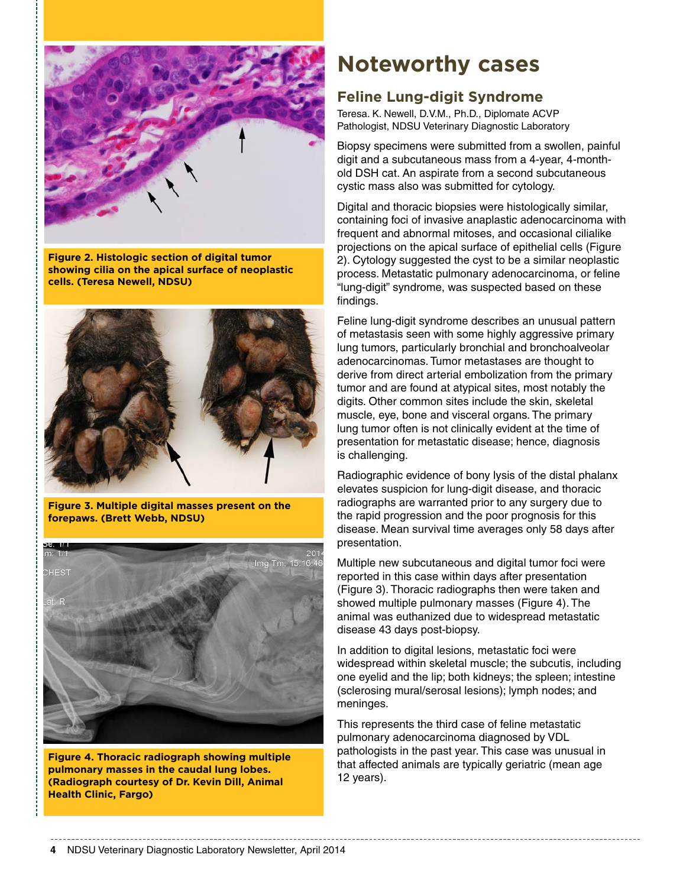Figure 2. Histologic section of digital tumor showing cilia on the apical surface of neoplastic cells. (Teresa Newell, NDSU)

Figure 3. Multiple digital masses present on the forepaws. (Brett Webb, NDSU)

Figure 4. Thoracic radiograph showing multiple pulmonary masses in the caudal lung lobes. (Radiograph courtesy of Dr. Kevin Dill, Animal Health Clinic, Fargo)

# Noteworthy cases

## Feline Lung-digit Syndrome

Teresa. K. Newell, D.V.M., Ph.D., Diplomate ACVP
Pathologist, NDSU Veterinary Diagnostic Laboratory

Biopsy specimens were submitted from a swollen, painful digit and a subcutaneous mass from a 4-year, 4-month-old DSH cat. An aspirate from a second subcutaneous cystic mass also was submitted for cytology.

Digital and thoracic biopsies were histologically similar, containing foci of invasive anaplastic adenocarcinoma with frequent and abnormal mitoses, and occasional cilialike projections on the apical surface of epithelial cells (Figure 2). Cytology suggested the cyst to be a similar neoplastic process. Metastatic pulmonary adenocarcinoma, or feline "lung-digit" syndrome, was suspected based on these findings.

Feline lung-digit syndrome describes an unusual pattern of metastasis seen with some highly aggressive primary lung tumors, particularly bronchial and bronchoalveolar adenocarcinomas. Tumor metastases are thought to derive from direct arterial embolization from the primary tumor and are found at atypical sites, most notably the digits. Other common sites include the skin, skeletal muscle, eye, bone and visceral organs. The primary lung tumor often is not clinically evident at the time of presentation for metastatic disease; hence, diagnosis is challenging.

Radiographic evidence of bony lysis of the distal phalanx elevates suspicion for lung-digit disease, and thoracic radiographs are warranted prior to any surgery due to the rapid progression and the poor prognosis for this disease. Mean survival time averages only 58 days after presentation.

Multiple new subcutaneous and digital tumor foci were reported in this case within days after presentation (Figure 3). Thoracic radiographs then were taken and showed multiple pulmonary masses (Figure 4). The animal was euthanized due to widespread metastatic disease 43 days post-biopsy.

In addition to digital lesions, metastatic foci were widespread within skeletal muscle; the subcutis, including one eyelid and the lip; both kidneys; the spleen; intestine (sclerosing mural/serosal lesions); lymph nodes; and meninges.

This represents the third case of feline metastatic pulmonary adenocarcinoma diagnosed by VDL pathologists in the past year. This case was unusual in that affected animals are typically geriatric (mean age 12 years).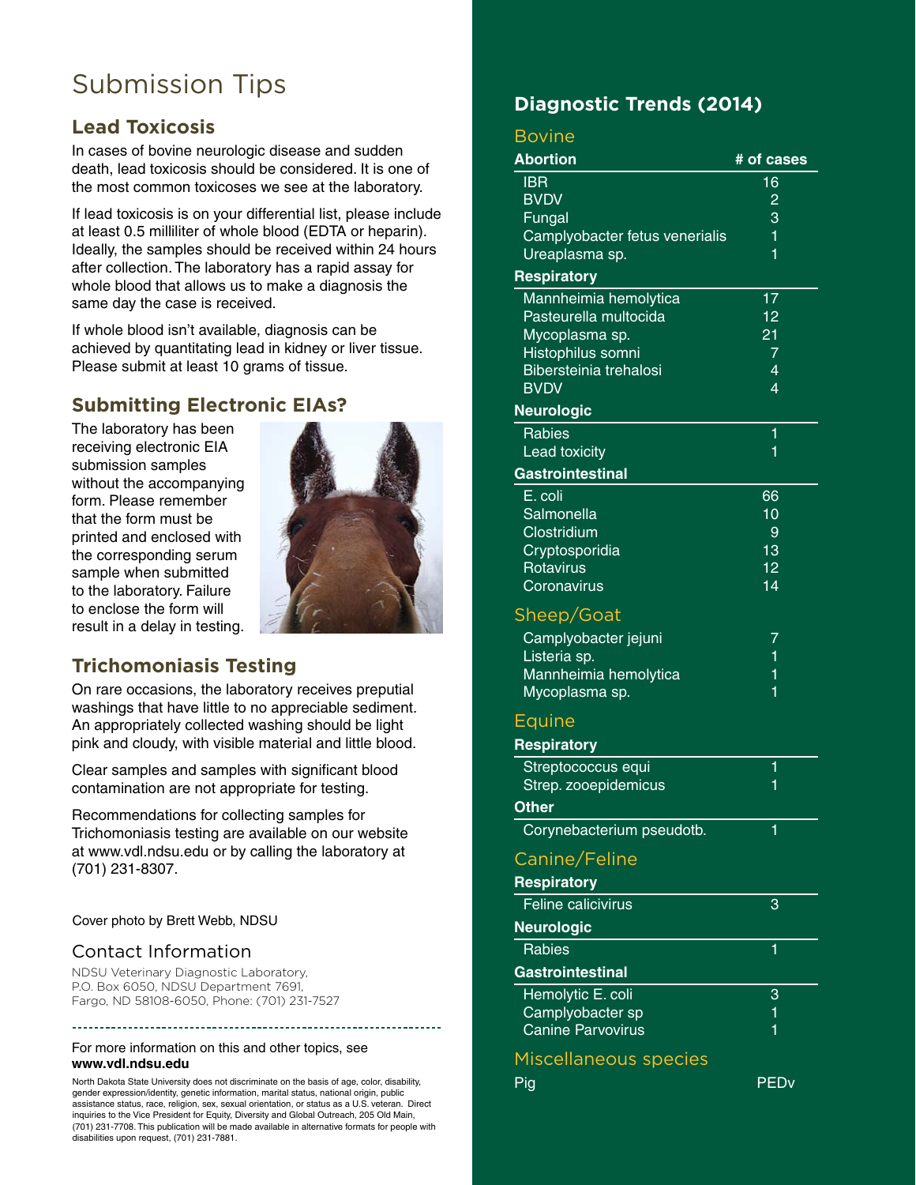# Submission Tips

## Lead Toxicosis

In cases of bovine neurologic disease and sudden death, lead toxicosis should be considered. It is one of the most common toxicoses we see at the laboratory.

If lead toxicosis is on your differential list, please include at least 0.5 milliliter of whole blood (EDTA or heparin). Ideally, the samples should be received within 24 hours after collection. The laboratory has a rapid assay for whole blood that allows us to make a diagnosis the same day the case is received.

If whole blood isn't available, diagnosis can be achieved by quantitating lead in kidney or liver tissue. Please submit at least 10 grams of tissue.

## Submitting Electronic EIAs?

The laboratory has been receiving electronic EIA submission samples without the accompanying form. Please remember that the form must be printed and enclosed with the corresponding serum sample when submitted to the laboratory. Failure to enclose the form will result in a delay in testing.

## Trichomoniasis Testing

On rare occasions, the laboratory receives preputial washings that have little to no appreciable sediment. An appropriately collected washing should be light pink and cloudy, with visible material and little blood.

Clear samples and samples with significant blood contamination are not appropriate for testing.

Recommendations for collecting samples for Trichomoniasis testing are available on our website at www.vdl.ndsu.edu or by calling the laboratory at (701) 231-8307.

Cover photo by Brett Webb, NDSU

### Contact Information

NDSU Veterinary Diagnostic Laboratory,
P.O. Box 6050, NDSU Department 7691,
Fargo, ND 58108-6050, Phone: (701) 231-7527

For more information on this and other topics, see
**www.vdl.ndsu.edu**

North Dakota State University does not discriminate on the basis of age, color, disability, gender expression/identity, genetic information, marital status, national origin, public assistance status, race, religion, sex, sexual orientation, or status as a U.S. veteran. Direct inquiries to the Vice President for Equity, Diversity and Global Outreach, 205 Old Main, (701) 231-7708. This publication will be made available in alternative formats for people with disabilities upon request, (701) 231-7881.

## Diagnostic Trends (2014)

### Bovine

| Abortion | # of cases |
|---|---|
| IBR | 16 |
| BVDV | 2 |
| Fungal | 3 |
| Camplyobacter fetus venerialis | 1 |
| Ureaplasma sp. | 1 |
| **Respiratory** | |
| Mannheimia hemolytica | 17 |
| Pasteurella multocida | 12 |
| Mycoplasma sp. | 21 |
| Histophilus somni | 7 |
| Bibersteinia trehalosi | 4 |
| BVDV | 4 |
| **Neurologic** | |
| Rabies | 1 |
| Lead toxicity | 1 |
| **Gastrointestinal** | |
| E. coli | 66 |
| Salmonella | 10 |
| Clostridium | 9 |
| Cryptosporidia | 13 |
| Rotavirus | 12 |
| Coronavirus | 14 |

### Sheep/Goat

| | |
|---|---|
| Camplyobacter jejuni | 7 |
| Listeria sp. | 1 |
| Mannheimia hemolytica | 1 |
| Mycoplasma sp. | 1 |

### Equine

| Respiratory | |
|---|---|
| Streptococcus equi | 1 |
| Strep. zooepidemicus | 1 |
| **Other** | |
| Corynebacterium pseudotb. | 1 |

### Canine/Feline

| Respiratory | |
|---|---|
| Feline calicivirus | 3 |
| **Neurologic** | |
| Rabies | 1 |
| **Gastrointestinal** | |
| Hemolytic E. coli | 3 |
| Camplyobacter sp | 1 |
| Canine Parvovirus | 1 |

### Miscellaneous species

| | |
|---|---|
| Pig | PEDv |